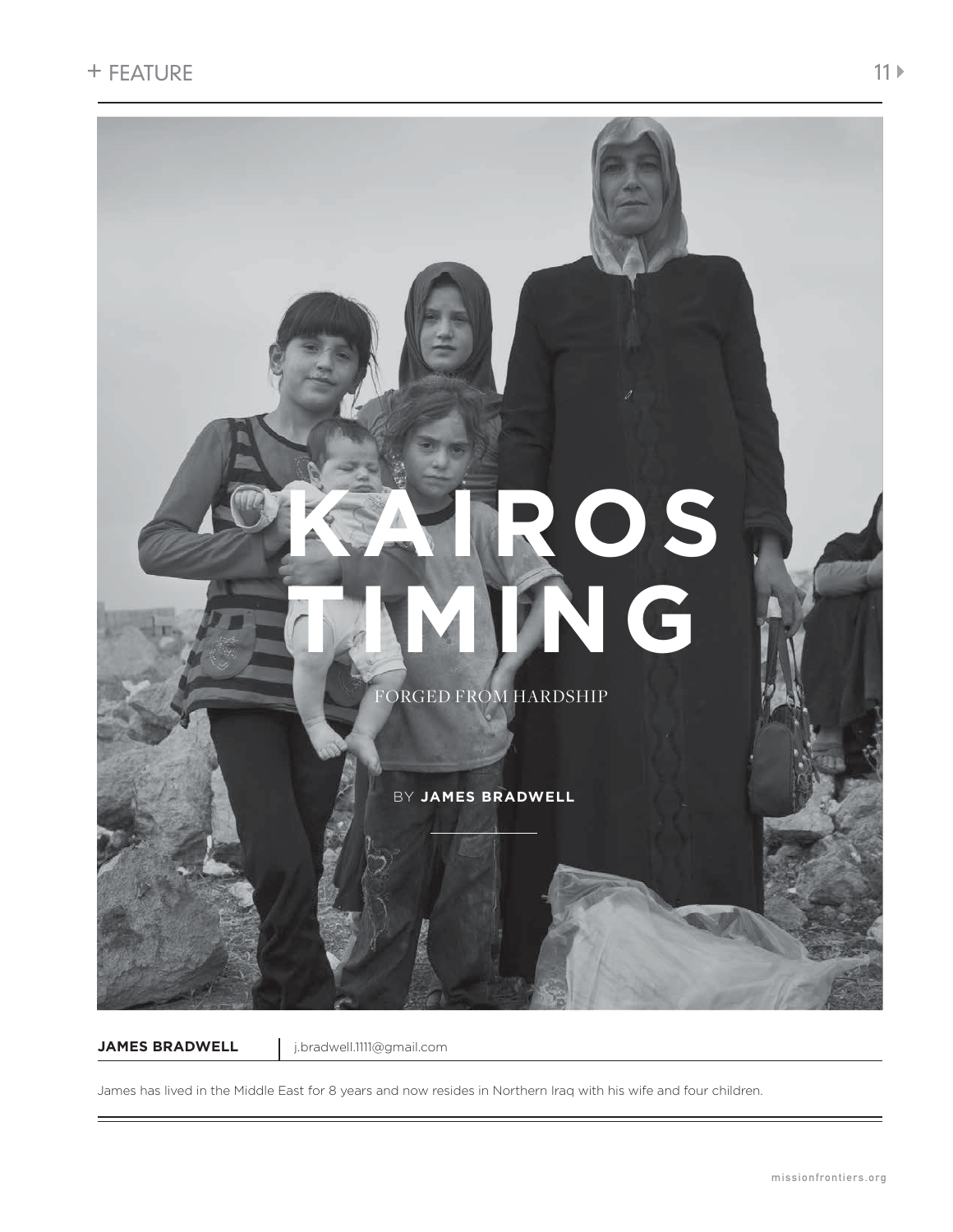# KAIROS TIMING

## FORGED FROM HARDSHIP

BY **JAMES BRADWELL**

**JAMES BRADWELL** | j.bradwell.1111@gmail.com

James has lived in the Middle East for 8 years and now resides in Northern Iraq with his wife and four children.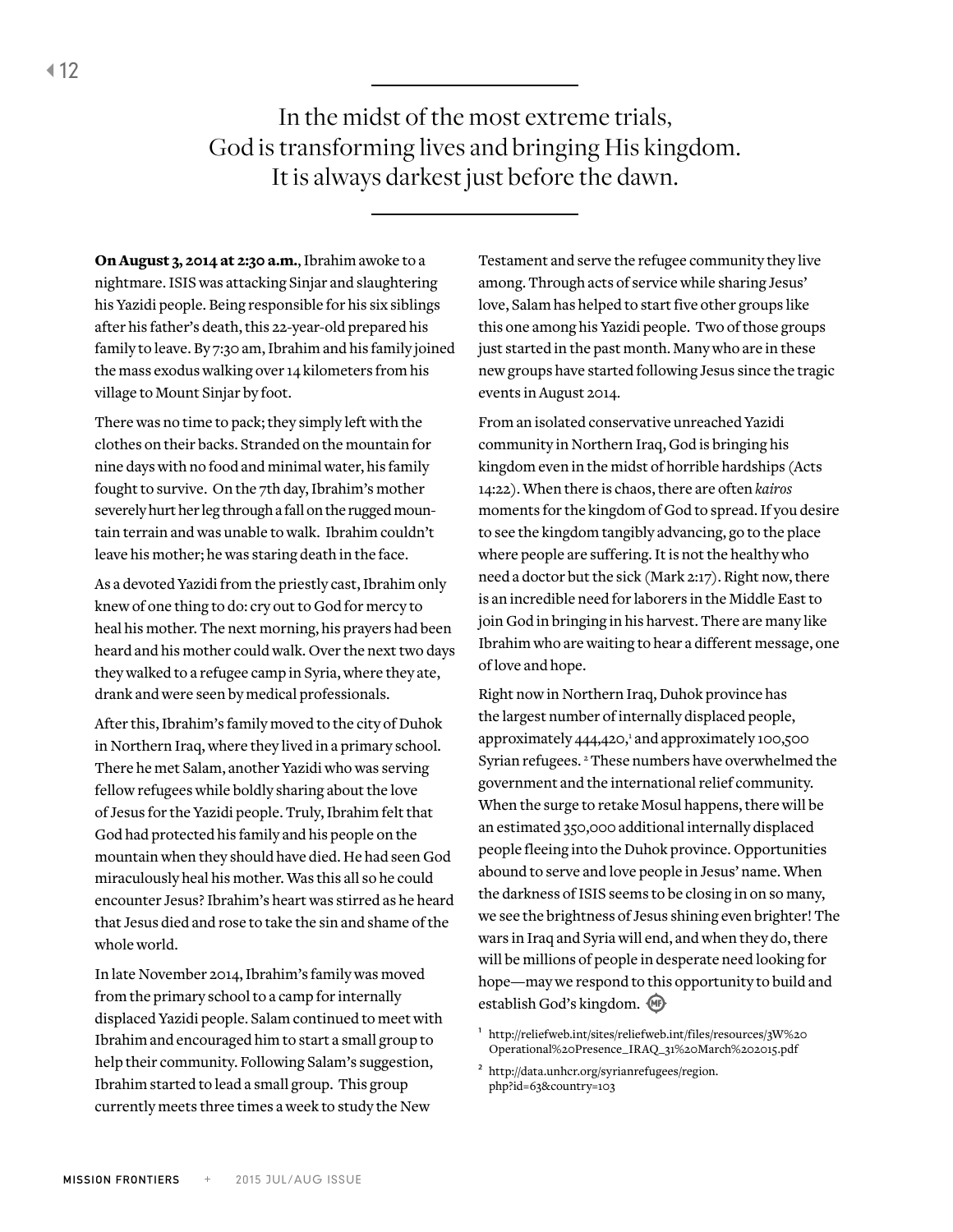In the midst of the most extreme trials, God is transforming lives and bringing His kingdom. It is always darkest just before the dawn.

**On August 3, 2014 at 2:30 a.m.**, Ibrahim awoke to a nightmare. ISIS was attacking Sinjar and slaughtering his Yazidi people. Being responsible for his six siblings after his father's death, this 22-year-old prepared his family to leave. By 7:30 am, Ibrahim and his family joined the mass exodus walking over 14 kilometers from his village to Mount Sinjar by foot.

There was no time to pack; they simply left with the clothes on their backs. Stranded on the mountain for nine days with no food and minimal water, his family fought to survive. On the 7th day, Ibrahim's mother severely hurt her leg through a fall on the rugged mountain terrain and was unable to walk. Ibrahim couldn't leave his mother; he was staring death in the face.

As a devoted Yazidi from the priestly cast, Ibrahim only knew of one thing to do: cry out to God for mercy to heal his mother. The next morning, his prayers had been heard and his mother could walk. Over the next two days they walked to a refugee camp in Syria, where they ate, drank and were seen by medical professionals.

After this, Ibrahim's family moved to the city of Duhok in Northern Iraq, where they lived in a primary school. There he met Salam, another Yazidi who was serving fellow refugees while boldly sharing about the love of Jesus for the Yazidi people. Truly, Ibrahim felt that God had protected his family and his people on the mountain when they should have died. He had seen God miraculously heal his mother. Was this all so he could encounter Jesus? Ibrahim's heart was stirred as he heard that Jesus died and rose to take the sin and shame of the whole world.

In late November 2014, Ibrahim's family was moved from the primary school to a camp for internally displaced Yazidi people. Salam continued to meet with Ibrahim and encouraged him to start a small group to help their community. Following Salam's suggestion, Ibrahim started to lead a small group. This group currently meets three times a week to study the New Testament and serve the refugee community they live among. Through acts of service while sharing Jesus' love, Salam has helped to start five other groups like this one among his Yazidi people. Two of those groups just started in the past month. Many who are in these new groups have started following Jesus since the tragic events in August 2014.

From an isolated conservative unreached Yazidi community in Northern Iraq, God is bringing his kingdom even in the midst of horrible hardships (Acts 14:22). When there is chaos, there are often *kairos* moments for the kingdom of God to spread. If you desire to see the kingdom tangibly advancing, go to the place where people are suffering. It is not the healthy who need a doctor but the sick (Mark 2:17). Right now, there is an incredible need for laborers in the Middle East to join God in bringing in his harvest. There are many like Ibrahim who are waiting to hear a different message, one of love and hope.

Right now in Northern Iraq, Duhok province has the largest number of internally displaced people, approximately 444,420,[1] and approximately 100,500 Syrian refugees. [2] These numbers have overwhelmed the government and the international relief community. When the surge to retake Mosul happens, there will be an estimated 350,000 additional internally displaced people fleeing into the Duhok province. Opportunities abound to serve and love people in Jesus' name. When the darkness of ISIS seems to be closing in on so many, we see the brightness of Jesus shining even brighter! The wars in Iraq and Syria will end, and when they do, there will be millions of people in desperate need looking for hope—may we respond to this opportunity to build and establish God's kingdom.

[1] http://reliefweb.int/sites/reliefweb.int/files/resources/3W%20Operational%20Presence_IRAQ_31%20March%202015.pdf

[2] http://data.unhcr.org/syrianrefugees/region.php?id=63&country=103